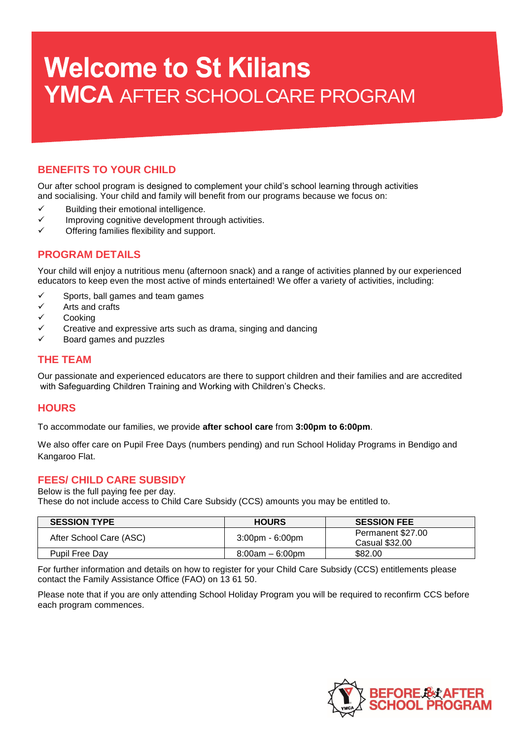# Welcome to St Kilians

## YMCA AFTER SCHOOL CARE PROGRAM

### BENEFITS TO YOUR CHILD

Our after school program is designed to complement your child's school learning through activities and socialising. Your child and family will benefit from our programs because we focus on:

- ✓ Building their emotional intelligence.
- ✓ Improving cognitive development through activities.
- ✓ Offering families flexibility and support.

### PROGRAM DETAILS

Your child will enjoy a nutritious menu (afternoon snack) and a range of activities planned by our experienced educators to keep even the most active of minds entertained! We offer a variety of activities, including:

- ✓ Sports, ball games and team games
- ✓ Arts and crafts
- ✓ Cooking
- ✓ Creative and expressive arts such as drama, singing and dancing
- ✓ Board games and puzzles

### THE TEAM

Our passionate and experienced educators are there to support children and their families and are accredited with Safeguarding Children Training and Working with Children's Checks.

### HOURS

To accommodate our families, we provide **after school care** from **3:00pm to 6:00pm**.

We also offer care on Pupil Free Days (numbers pending) and run School Holiday Programs in Bendigo and Kangaroo Flat.

### FEES/ CHILD CARE SUBSIDY

Below is the full paying fee per day.
These do not include access to Child Care Subsidy (CCS) amounts you may be entitled to.

| SESSION TYPE | HOURS | SESSION FEE |
|---|---|---|
| After School Care (ASC) | 3:00pm - 6:00pm | Permanent $27.00<br>Casual $32.00 |
| Pupil Free Day | 8:00am – 6:00pm | $82.00 |

For further information and details on how to register for your Child Care Subsidy (CCS) entitlements please contact the Family Assistance Office (FAO) on 13 61 50.

Please note that if you are only attending School Holiday Program you will be required to reconfirm CCS before each program commences.

BEFORE & AFTER SCHOOL PROGRAM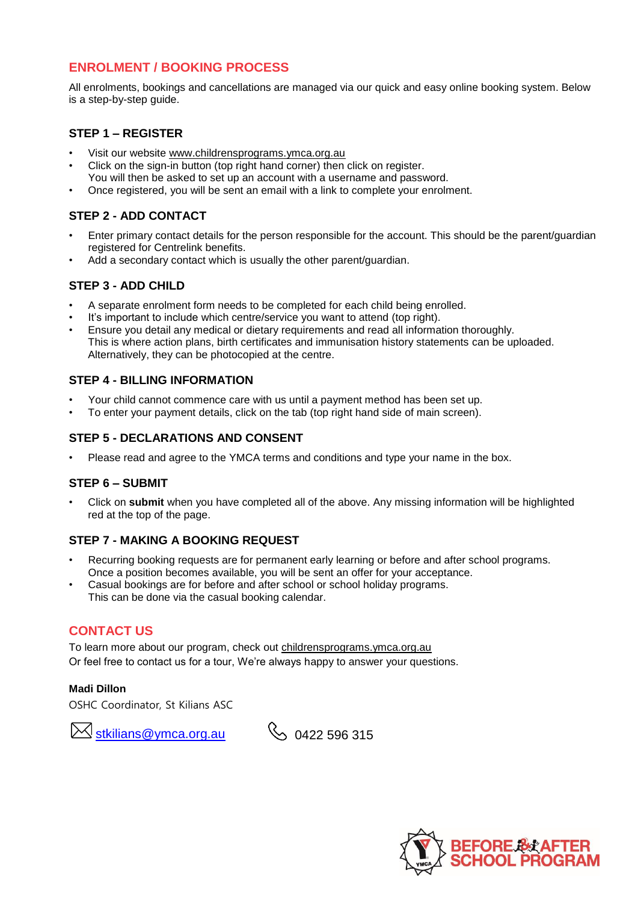## ENROLMENT / BOOKING PROCESS

All enrolments, bookings and cancellations are managed via our quick and easy online booking system. Below is a step-by-step guide.

### STEP 1 – REGISTER

- Visit our website www.childrensprograms.ymca.org.au
- Click on the sign-in button (top right hand corner) then click on register. You will then be asked to set up an account with a username and password.
- Once registered, you will be sent an email with a link to complete your enrolment.

### STEP 2 - ADD CONTACT

- Enter primary contact details for the person responsible for the account. This should be the parent/guardian registered for Centrelink benefits.
- Add a secondary contact which is usually the other parent/guardian.

### STEP 3 - ADD CHILD

- A separate enrolment form needs to be completed for each child being enrolled.
- It's important to include which centre/service you want to attend (top right).
- Ensure you detail any medical or dietary requirements and read all information thoroughly. This is where action plans, birth certificates and immunisation history statements can be uploaded. Alternatively, they can be photocopied at the centre.

### STEP 4 - BILLING INFORMATION

- Your child cannot commence care with us until a payment method has been set up.
- To enter your payment details, click on the tab (top right hand side of main screen).

### STEP 5 - DECLARATIONS AND CONSENT

- Please read and agree to the YMCA terms and conditions and type your name in the box.

### STEP 6 – SUBMIT

- Click on **submit** when you have completed all of the above. Any missing information will be highlighted red at the top of the page.

### STEP 7 - MAKING A BOOKING REQUEST

- Recurring booking requests are for permanent early learning or before and after school programs. Once a position becomes available, you will be sent an offer for your acceptance.
- Casual bookings are for before and after school or school holiday programs. This can be done via the casual booking calendar.

## CONTACT US

To learn more about our program, check out childrensprograms.ymca.org.au
Or feel free to contact us for a tour, We're always happy to answer your questions.

**Madi Dillon**
OSHC Coordinator, St Kilians ASC

stkilians@ymca.org.au 0422 596 315

BEFORE & AFTER SCHOOL PROGRAM